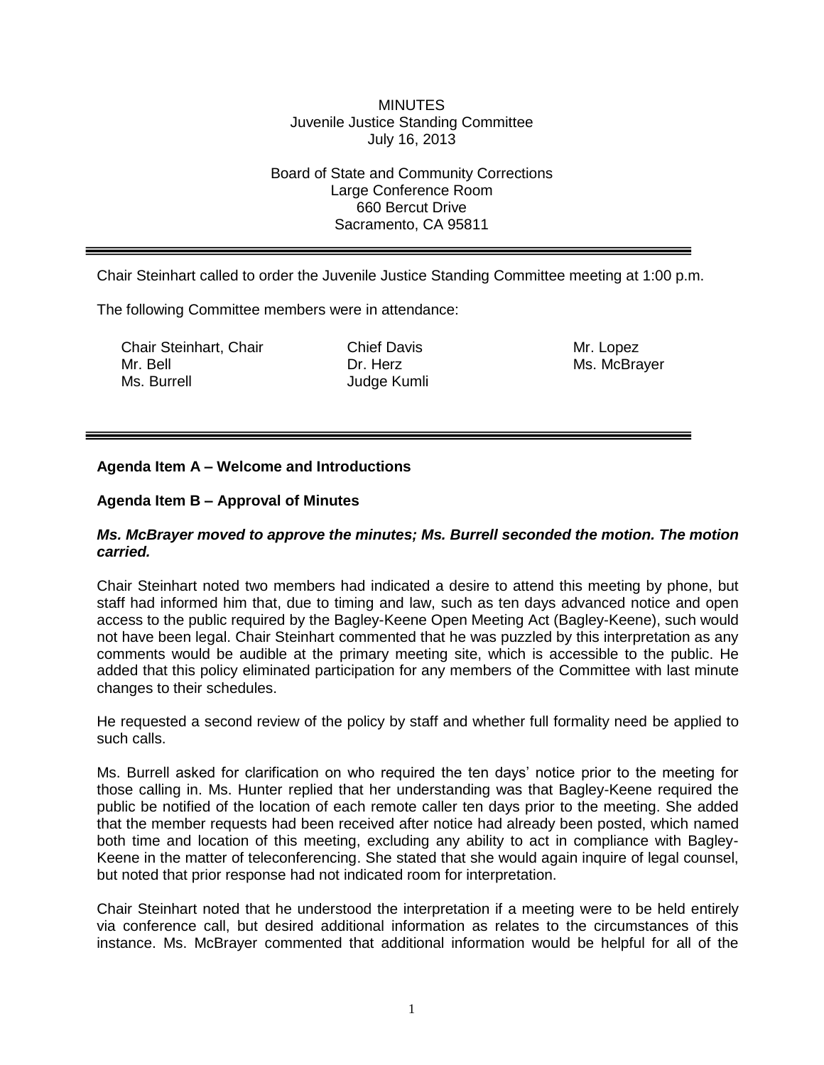MINUTES
Juvenile Justice Standing Committee
July 16, 2013

Board of State and Community Corrections
Large Conference Room
660 Bercut Drive
Sacramento, CA 95811

---

Chair Steinhart called to order the Juvenile Justice Standing Committee meeting at 1:00 p.m.

The following Committee members were in attendance:

| | | |
|---|---|---|
| Chair Steinhart, Chair | Chief Davis | Mr. Lopez |
| Mr. Bell | Dr. Herz | Ms. McBrayer |
| Ms. Burrell | Judge Kumli | |

---

**Agenda Item A – Welcome and Introductions**

**Agenda Item B – Approval of Minutes**

***Ms. McBrayer moved to approve the minutes; Ms. Burrell seconded the motion. The motion carried.***

Chair Steinhart noted two members had indicated a desire to attend this meeting by phone, but staff had informed him that, due to timing and law, such as ten days advanced notice and open access to the public required by the Bagley-Keene Open Meeting Act (Bagley-Keene), such would not have been legal. Chair Steinhart commented that he was puzzled by this interpretation as any comments would be audible at the primary meeting site, which is accessible to the public. He added that this policy eliminated participation for any members of the Committee with last minute changes to their schedules.

He requested a second review of the policy by staff and whether full formality need be applied to such calls.

Ms. Burrell asked for clarification on who required the ten days' notice prior to the meeting for those calling in. Ms. Hunter replied that her understanding was that Bagley-Keene required the public be notified of the location of each remote caller ten days prior to the meeting. She added that the member requests had been received after notice had already been posted, which named both time and location of this meeting, excluding any ability to act in compliance with Bagley-Keene in the matter of teleconferencing. She stated that she would again inquire of legal counsel, but noted that prior response had not indicated room for interpretation.

Chair Steinhart noted that he understood the interpretation if a meeting were to be held entirely via conference call, but desired additional information as relates to the circumstances of this instance. Ms. McBrayer commented that additional information would be helpful for all of the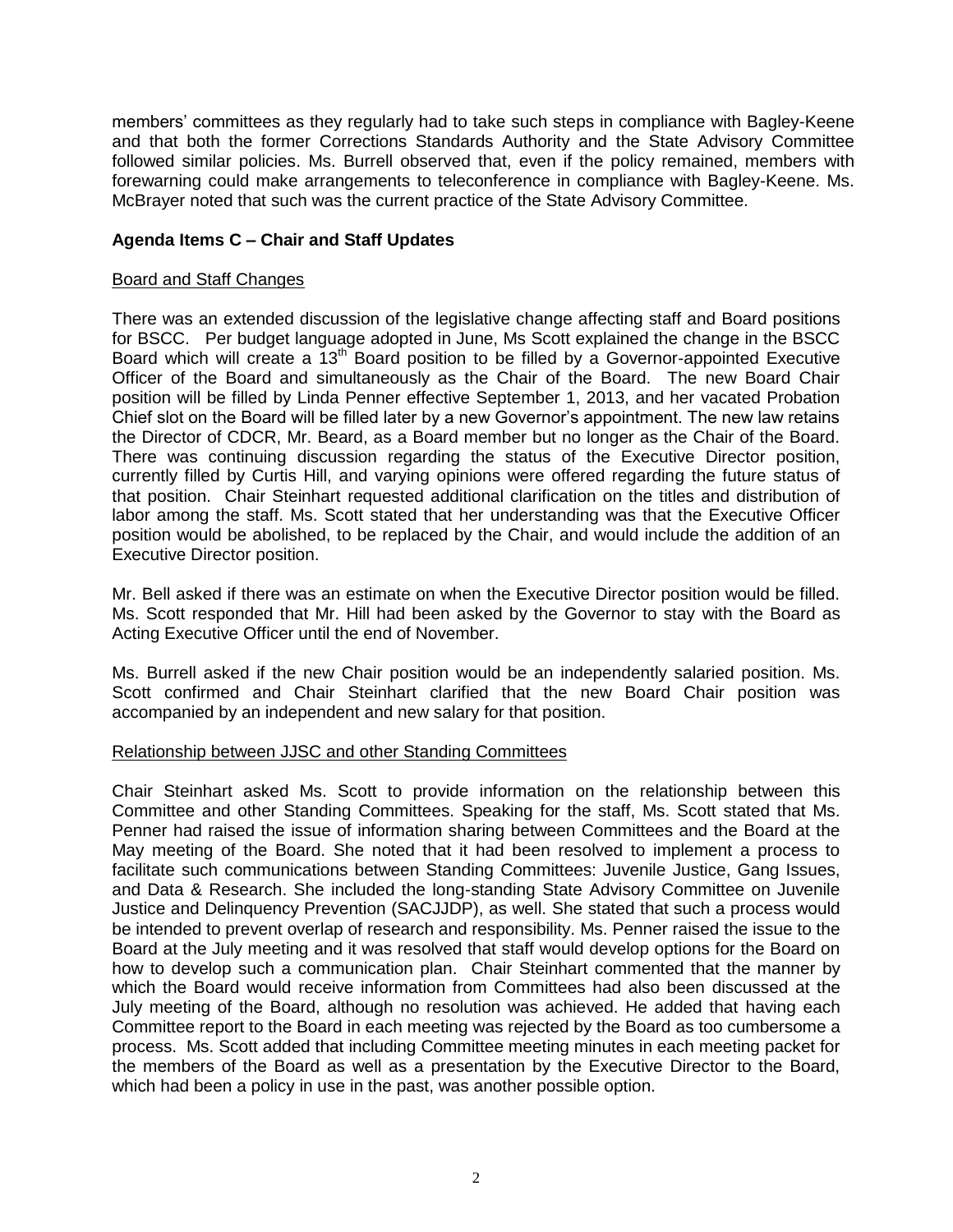members' committees as they regularly had to take such steps in compliance with Bagley-Keene and that both the former Corrections Standards Authority and the State Advisory Committee followed similar policies. Ms. Burrell observed that, even if the policy remained, members with forewarning could make arrangements to teleconference in compliance with Bagley-Keene. Ms. McBrayer noted that such was the current practice of the State Advisory Committee.

**Agenda Items C – Chair and Staff Updates**

Board and Staff Changes

There was an extended discussion of the legislative change affecting staff and Board positions for BSCC. Per budget language adopted in June, Ms Scott explained the change in the BSCC Board which will create a 13th Board position to be filled by a Governor-appointed Executive Officer of the Board and simultaneously as the Chair of the Board. The new Board Chair position will be filled by Linda Penner effective September 1, 2013, and her vacated Probation Chief slot on the Board will be filled later by a new Governor's appointment. The new law retains the Director of CDCR, Mr. Beard, as a Board member but no longer as the Chair of the Board. There was continuing discussion regarding the status of the Executive Director position, currently filled by Curtis Hill, and varying opinions were offered regarding the future status of that position. Chair Steinhart requested additional clarification on the titles and distribution of labor among the staff. Ms. Scott stated that her understanding was that the Executive Officer position would be abolished, to be replaced by the Chair, and would include the addition of an Executive Director position.

Mr. Bell asked if there was an estimate on when the Executive Director position would be filled. Ms. Scott responded that Mr. Hill had been asked by the Governor to stay with the Board as Acting Executive Officer until the end of November.

Ms. Burrell asked if the new Chair position would be an independently salaried position. Ms. Scott confirmed and Chair Steinhart clarified that the new Board Chair position was accompanied by an independent and new salary for that position.

Relationship between JJSC and other Standing Committees

Chair Steinhart asked Ms. Scott to provide information on the relationship between this Committee and other Standing Committees. Speaking for the staff, Ms. Scott stated that Ms. Penner had raised the issue of information sharing between Committees and the Board at the May meeting of the Board. She noted that it had been resolved to implement a process to facilitate such communications between Standing Committees: Juvenile Justice, Gang Issues, and Data & Research. She included the long-standing State Advisory Committee on Juvenile Justice and Delinquency Prevention (SACJJDP), as well. She stated that such a process would be intended to prevent overlap of research and responsibility. Ms. Penner raised the issue to the Board at the July meeting and it was resolved that staff would develop options for the Board on how to develop such a communication plan. Chair Steinhart commented that the manner by which the Board would receive information from Committees had also been discussed at the July meeting of the Board, although no resolution was achieved. He added that having each Committee report to the Board in each meeting was rejected by the Board as too cumbersome a process. Ms. Scott added that including Committee meeting minutes in each meeting packet for the members of the Board as well as a presentation by the Executive Director to the Board, which had been a policy in use in the past, was another possible option.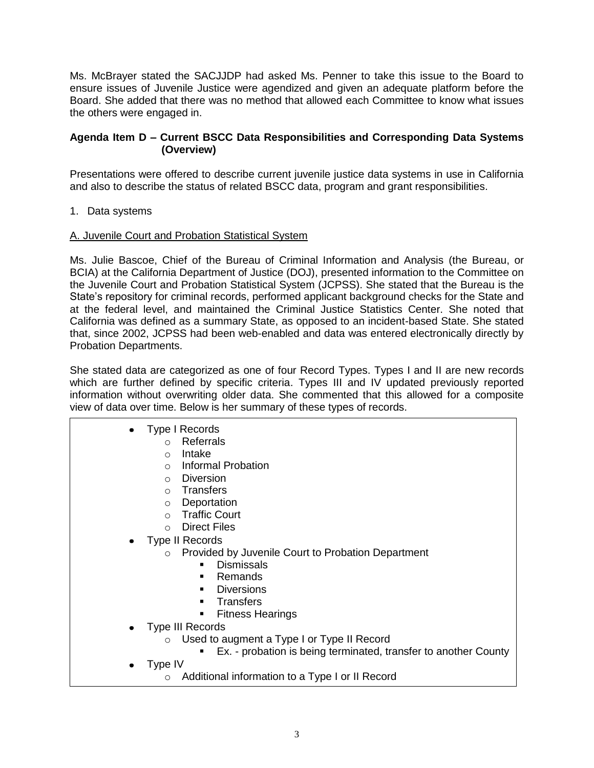Ms. McBrayer stated the SACJJDP had asked Ms. Penner to take this issue to the Board to ensure issues of Juvenile Justice were agendized and given an adequate platform before the Board. She added that there was no method that allowed each Committee to know what issues the others were engaged in.

**Agenda Item D – Current BSCC Data Responsibilities and Corresponding Data Systems (Overview)**

Presentations were offered to describe current juvenile justice data systems in use in California and also to describe the status of related BSCC data, program and grant responsibilities.

1. Data systems

A. Juvenile Court and Probation Statistical System

Ms. Julie Bascoe, Chief of the Bureau of Criminal Information and Analysis (the Bureau, or BCIA) at the California Department of Justice (DOJ), presented information to the Committee on the Juvenile Court and Probation Statistical System (JCPSS). She stated that the Bureau is the State's repository for criminal records, performed applicant background checks for the State and at the federal level, and maintained the Criminal Justice Statistics Center. She noted that California was defined as a summary State, as opposed to an incident-based State. She stated that, since 2002, JCPSS had been web-enabled and data was entered electronically directly by Probation Departments.

She stated data are categorized as one of four Record Types. Types I and II are new records which are further defined by specific criteria. Types III and IV updated previously reported information without overwriting older data. She commented that this allowed for a composite view of data over time. Below is her summary of these types of records.

- Type I Records
  - Referrals
  - Intake
  - Informal Probation
  - Diversion
  - Transfers
  - Deportation
  - Traffic Court
  - Direct Files
- Type II Records
  - Provided by Juvenile Court to Probation Department
    - Dismissals
    - Remands
    - Diversions
    - Transfers
    - Fitness Hearings
- Type III Records
  - Used to augment a Type I or Type II Record
    - Ex. - probation is being terminated, transfer to another County
- Type IV
  - Additional information to a Type I or II Record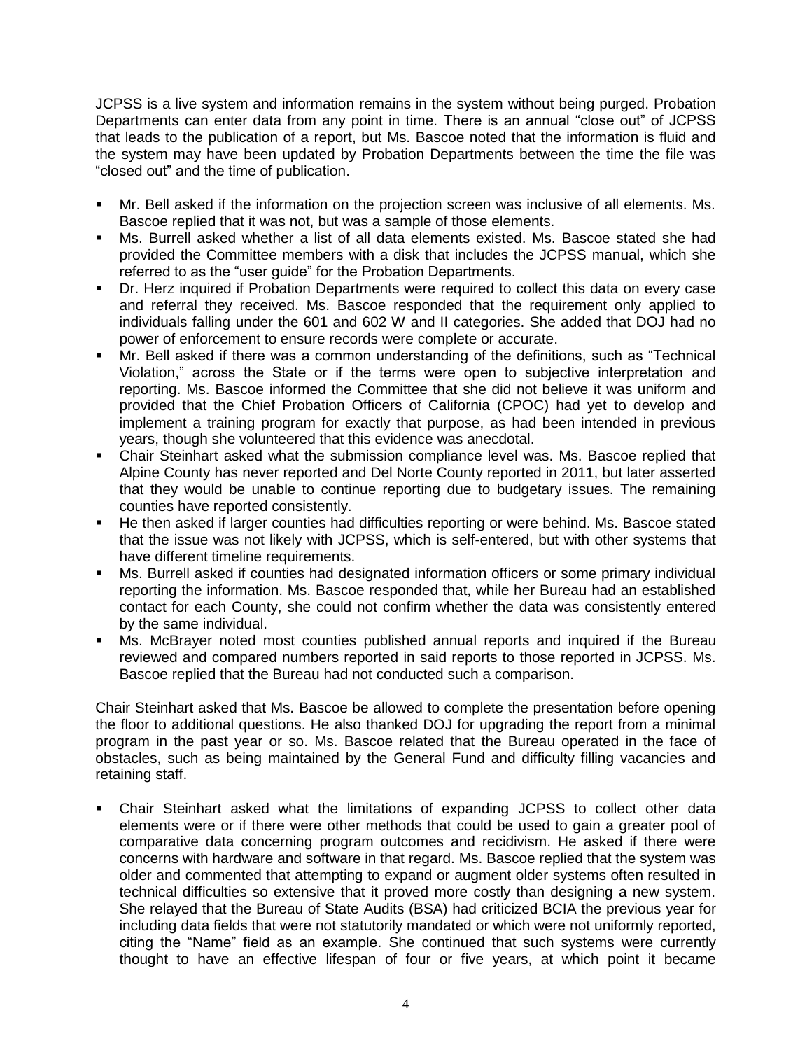JCPSS is a live system and information remains in the system without being purged. Probation Departments can enter data from any point in time. There is an annual "close out" of JCPSS that leads to the publication of a report, but Ms. Bascoe noted that the information is fluid and the system may have been updated by Probation Departments between the time the file was "closed out" and the time of publication.

- Mr. Bell asked if the information on the projection screen was inclusive of all elements. Ms. Bascoe replied that it was not, but was a sample of those elements.
- Ms. Burrell asked whether a list of all data elements existed. Ms. Bascoe stated she had provided the Committee members with a disk that includes the JCPSS manual, which she referred to as the "user guide" for the Probation Departments.
- Dr. Herz inquired if Probation Departments were required to collect this data on every case and referral they received. Ms. Bascoe responded that the requirement only applied to individuals falling under the 601 and 602 W and II categories. She added that DOJ had no power of enforcement to ensure records were complete or accurate.
- Mr. Bell asked if there was a common understanding of the definitions, such as "Technical Violation," across the State or if the terms were open to subjective interpretation and reporting. Ms. Bascoe informed the Committee that she did not believe it was uniform and provided that the Chief Probation Officers of California (CPOC) had yet to develop and implement a training program for exactly that purpose, as had been intended in previous years, though she volunteered that this evidence was anecdotal.
- Chair Steinhart asked what the submission compliance level was. Ms. Bascoe replied that Alpine County has never reported and Del Norte County reported in 2011, but later asserted that they would be unable to continue reporting due to budgetary issues. The remaining counties have reported consistently.
- He then asked if larger counties had difficulties reporting or were behind. Ms. Bascoe stated that the issue was not likely with JCPSS, which is self-entered, but with other systems that have different timeline requirements.
- Ms. Burrell asked if counties had designated information officers or some primary individual reporting the information. Ms. Bascoe responded that, while her Bureau had an established contact for each County, she could not confirm whether the data was consistently entered by the same individual.
- Ms. McBrayer noted most counties published annual reports and inquired if the Bureau reviewed and compared numbers reported in said reports to those reported in JCPSS. Ms. Bascoe replied that the Bureau had not conducted such a comparison.

Chair Steinhart asked that Ms. Bascoe be allowed to complete the presentation before opening the floor to additional questions. He also thanked DOJ for upgrading the report from a minimal program in the past year or so. Ms. Bascoe related that the Bureau operated in the face of obstacles, such as being maintained by the General Fund and difficulty filling vacancies and retaining staff.

- Chair Steinhart asked what the limitations of expanding JCPSS to collect other data elements were or if there were other methods that could be used to gain a greater pool of comparative data concerning program outcomes and recidivism. He asked if there were concerns with hardware and software in that regard. Ms. Bascoe replied that the system was older and commented that attempting to expand or augment older systems often resulted in technical difficulties so extensive that it proved more costly than designing a new system. She relayed that the Bureau of State Audits (BSA) had criticized BCIA the previous year for including data fields that were not statutorily mandated or which were not uniformly reported, citing the "Name" field as an example. She continued that such systems were currently thought to have an effective lifespan of four or five years, at which point it became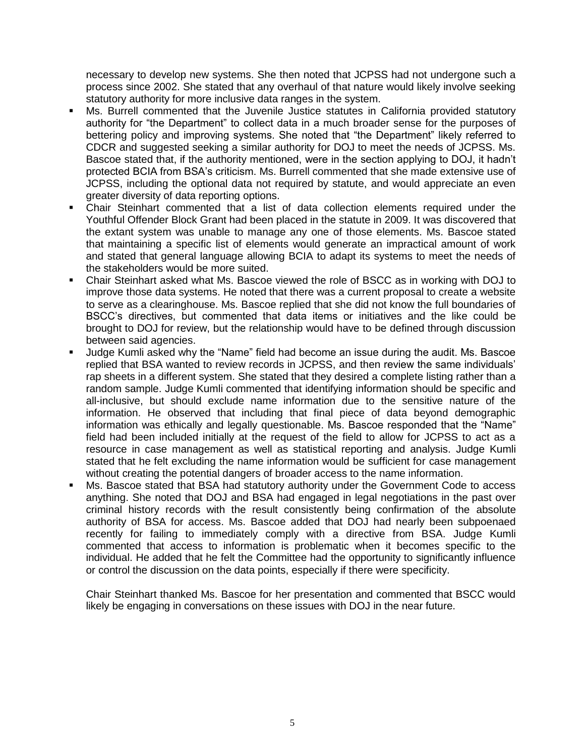necessary to develop new systems. She then noted that JCPSS had not undergone such a process since 2002. She stated that any overhaul of that nature would likely involve seeking statutory authority for more inclusive data ranges in the system.

- Ms. Burrell commented that the Juvenile Justice statutes in California provided statutory authority for "the Department" to collect data in a much broader sense for the purposes of bettering policy and improving systems. She noted that "the Department" likely referred to CDCR and suggested seeking a similar authority for DOJ to meet the needs of JCPSS. Ms. Bascoe stated that, if the authority mentioned, were in the section applying to DOJ, it hadn't protected BCIA from BSA's criticism. Ms. Burrell commented that she made extensive use of JCPSS, including the optional data not required by statute, and would appreciate an even greater diversity of data reporting options.
- Chair Steinhart commented that a list of data collection elements required under the Youthful Offender Block Grant had been placed in the statute in 2009. It was discovered that the extant system was unable to manage any one of those elements. Ms. Bascoe stated that maintaining a specific list of elements would generate an impractical amount of work and stated that general language allowing BCIA to adapt its systems to meet the needs of the stakeholders would be more suited.
- Chair Steinhart asked what Ms. Bascoe viewed the role of BSCC as in working with DOJ to improve those data systems. He noted that there was a current proposal to create a website to serve as a clearinghouse. Ms. Bascoe replied that she did not know the full boundaries of BSCC's directives, but commented that data items or initiatives and the like could be brought to DOJ for review, but the relationship would have to be defined through discussion between said agencies.
- Judge Kumli asked why the "Name" field had become an issue during the audit. Ms. Bascoe replied that BSA wanted to review records in JCPSS, and then review the same individuals' rap sheets in a different system. She stated that they desired a complete listing rather than a random sample. Judge Kumli commented that identifying information should be specific and all-inclusive, but should exclude name information due to the sensitive nature of the information. He observed that including that final piece of data beyond demographic information was ethically and legally questionable. Ms. Bascoe responded that the "Name" field had been included initially at the request of the field to allow for JCPSS to act as a resource in case management as well as statistical reporting and analysis. Judge Kumli stated that he felt excluding the name information would be sufficient for case management without creating the potential dangers of broader access to the name information.
- Ms. Bascoe stated that BSA had statutory authority under the Government Code to access anything. She noted that DOJ and BSA had engaged in legal negotiations in the past over criminal history records with the result consistently being confirmation of the absolute authority of BSA for access. Ms. Bascoe added that DOJ had nearly been subpoenaed recently for failing to immediately comply with a directive from BSA. Judge Kumli commented that access to information is problematic when it becomes specific to the individual. He added that he felt the Committee had the opportunity to significantly influence or control the discussion on the data points, especially if there were specificity.

Chair Steinhart thanked Ms. Bascoe for her presentation and commented that BSCC would likely be engaging in conversations on these issues with DOJ in the near future.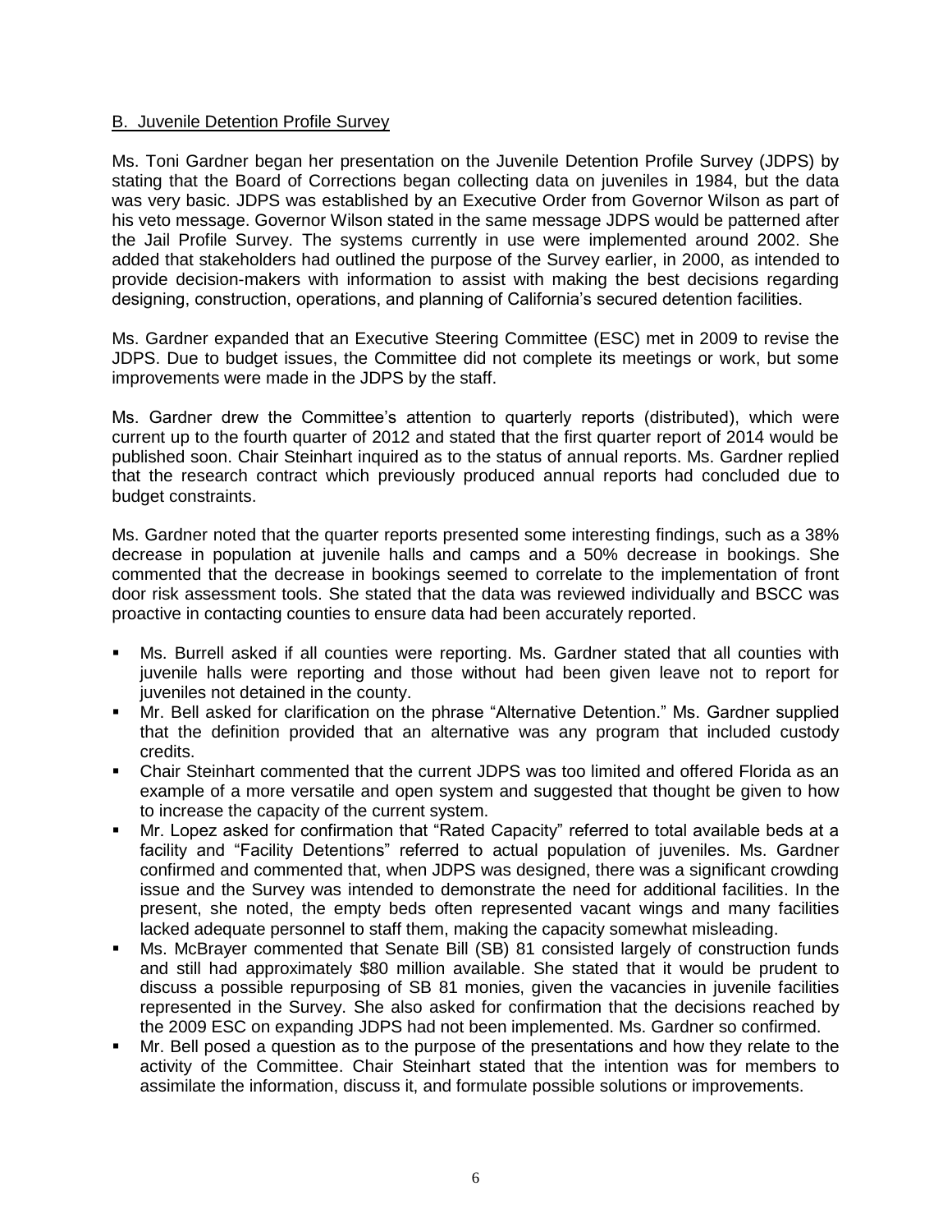B. Juvenile Detention Profile Survey

Ms. Toni Gardner began her presentation on the Juvenile Detention Profile Survey (JDPS) by stating that the Board of Corrections began collecting data on juveniles in 1984, but the data was very basic. JDPS was established by an Executive Order from Governor Wilson as part of his veto message. Governor Wilson stated in the same message JDPS would be patterned after the Jail Profile Survey. The systems currently in use were implemented around 2002. She added that stakeholders had outlined the purpose of the Survey earlier, in 2000, as intended to provide decision-makers with information to assist with making the best decisions regarding designing, construction, operations, and planning of California's secured detention facilities.

Ms. Gardner expanded that an Executive Steering Committee (ESC) met in 2009 to revise the JDPS. Due to budget issues, the Committee did not complete its meetings or work, but some improvements were made in the JDPS by the staff.

Ms. Gardner drew the Committee's attention to quarterly reports (distributed), which were current up to the fourth quarter of 2012 and stated that the first quarter report of 2014 would be published soon. Chair Steinhart inquired as to the status of annual reports. Ms. Gardner replied that the research contract which previously produced annual reports had concluded due to budget constraints.

Ms. Gardner noted that the quarter reports presented some interesting findings, such as a 38% decrease in population at juvenile halls and camps and a 50% decrease in bookings. She commented that the decrease in bookings seemed to correlate to the implementation of front door risk assessment tools. She stated that the data was reviewed individually and BSCC was proactive in contacting counties to ensure data had been accurately reported.

- Ms. Burrell asked if all counties were reporting. Ms. Gardner stated that all counties with juvenile halls were reporting and those without had been given leave not to report for juveniles not detained in the county.
- Mr. Bell asked for clarification on the phrase "Alternative Detention." Ms. Gardner supplied that the definition provided that an alternative was any program that included custody credits.
- Chair Steinhart commented that the current JDPS was too limited and offered Florida as an example of a more versatile and open system and suggested that thought be given to how to increase the capacity of the current system.
- Mr. Lopez asked for confirmation that "Rated Capacity" referred to total available beds at a facility and "Facility Detentions" referred to actual population of juveniles. Ms. Gardner confirmed and commented that, when JDPS was designed, there was a significant crowding issue and the Survey was intended to demonstrate the need for additional facilities. In the present, she noted, the empty beds often represented vacant wings and many facilities lacked adequate personnel to staff them, making the capacity somewhat misleading.
- Ms. McBrayer commented that Senate Bill (SB) 81 consisted largely of construction funds and still had approximately $80 million available. She stated that it would be prudent to discuss a possible repurposing of SB 81 monies, given the vacancies in juvenile facilities represented in the Survey. She also asked for confirmation that the decisions reached by the 2009 ESC on expanding JDPS had not been implemented. Ms. Gardner so confirmed.
- Mr. Bell posed a question as to the purpose of the presentations and how they relate to the activity of the Committee. Chair Steinhart stated that the intention was for members to assimilate the information, discuss it, and formulate possible solutions or improvements.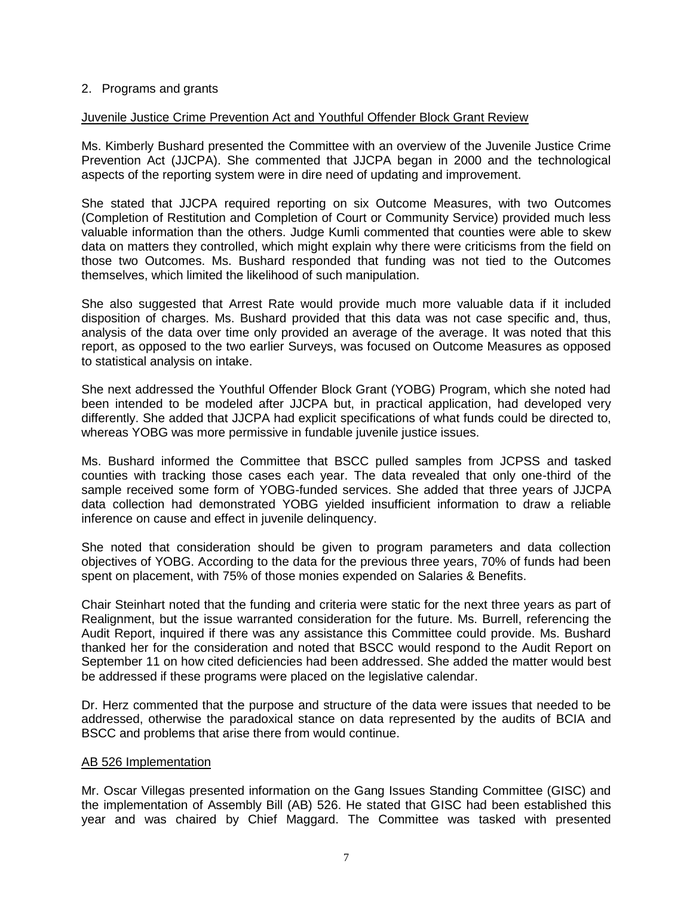2. Programs and grants

Juvenile Justice Crime Prevention Act and Youthful Offender Block Grant Review

Ms. Kimberly Bushard presented the Committee with an overview of the Juvenile Justice Crime Prevention Act (JJCPA). She commented that JJCPA began in 2000 and the technological aspects of the reporting system were in dire need of updating and improvement.

She stated that JJCPA required reporting on six Outcome Measures, with two Outcomes (Completion of Restitution and Completion of Court or Community Service) provided much less valuable information than the others. Judge Kumli commented that counties were able to skew data on matters they controlled, which might explain why there were criticisms from the field on those two Outcomes. Ms. Bushard responded that funding was not tied to the Outcomes themselves, which limited the likelihood of such manipulation.

She also suggested that Arrest Rate would provide much more valuable data if it included disposition of charges. Ms. Bushard provided that this data was not case specific and, thus, analysis of the data over time only provided an average of the average. It was noted that this report, as opposed to the two earlier Surveys, was focused on Outcome Measures as opposed to statistical analysis on intake.

She next addressed the Youthful Offender Block Grant (YOBG) Program, which she noted had been intended to be modeled after JJCPA but, in practical application, had developed very differently. She added that JJCPA had explicit specifications of what funds could be directed to, whereas YOBG was more permissive in fundable juvenile justice issues.

Ms. Bushard informed the Committee that BSCC pulled samples from JCPSS and tasked counties with tracking those cases each year. The data revealed that only one-third of the sample received some form of YOBG-funded services. She added that three years of JJCPA data collection had demonstrated YOBG yielded insufficient information to draw a reliable inference on cause and effect in juvenile delinquency.

She noted that consideration should be given to program parameters and data collection objectives of YOBG. According to the data for the previous three years, 70% of funds had been spent on placement, with 75% of those monies expended on Salaries & Benefits.

Chair Steinhart noted that the funding and criteria were static for the next three years as part of Realignment, but the issue warranted consideration for the future. Ms. Burrell, referencing the Audit Report, inquired if there was any assistance this Committee could provide. Ms. Bushard thanked her for the consideration and noted that BSCC would respond to the Audit Report on September 11 on how cited deficiencies had been addressed. She added the matter would best be addressed if these programs were placed on the legislative calendar.

Dr. Herz commented that the purpose and structure of the data were issues that needed to be addressed, otherwise the paradoxical stance on data represented by the audits of BCIA and BSCC and problems that arise there from would continue.

AB 526 Implementation

Mr. Oscar Villegas presented information on the Gang Issues Standing Committee (GISC) and the implementation of Assembly Bill (AB) 526. He stated that GISC had been established this year and was chaired by Chief Maggard. The Committee was tasked with presented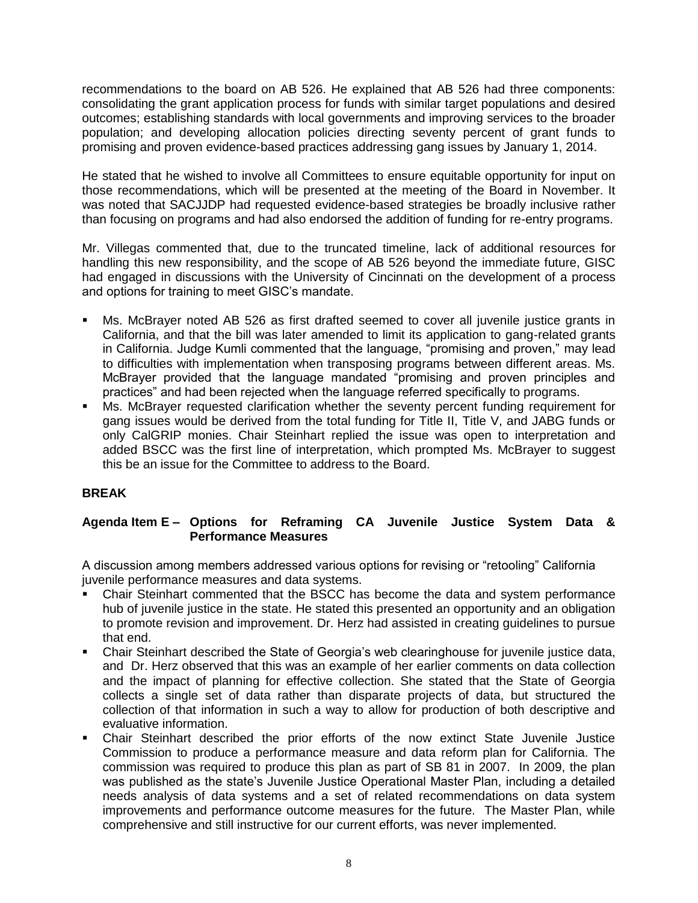recommendations to the board on AB 526. He explained that AB 526 had three components: consolidating the grant application process for funds with similar target populations and desired outcomes; establishing standards with local governments and improving services to the broader population; and developing allocation policies directing seventy percent of grant funds to promising and proven evidence-based practices addressing gang issues by January 1, 2014.

He stated that he wished to involve all Committees to ensure equitable opportunity for input on those recommendations, which will be presented at the meeting of the Board in November. It was noted that SACJJDP had requested evidence-based strategies be broadly inclusive rather than focusing on programs and had also endorsed the addition of funding for re-entry programs.

Mr. Villegas commented that, due to the truncated timeline, lack of additional resources for handling this new responsibility, and the scope of AB 526 beyond the immediate future, GISC had engaged in discussions with the University of Cincinnati on the development of a process and options for training to meet GISC's mandate.

- Ms. McBrayer noted AB 526 as first drafted seemed to cover all juvenile justice grants in California, and that the bill was later amended to limit its application to gang-related grants in California. Judge Kumli commented that the language, "promising and proven," may lead to difficulties with implementation when transposing programs between different areas. Ms. McBrayer provided that the language mandated "promising and proven principles and practices" and had been rejected when the language referred specifically to programs.
- Ms. McBrayer requested clarification whether the seventy percent funding requirement for gang issues would be derived from the total funding for Title II, Title V, and JABG funds or only CalGRIP monies. Chair Steinhart replied the issue was open to interpretation and added BSCC was the first line of interpretation, which prompted Ms. McBrayer to suggest this be an issue for the Committee to address to the Board.

**BREAK**

**Agenda Item E – Options for Reframing CA Juvenile Justice System Data & Performance Measures**

A discussion among members addressed various options for revising or "retooling" California juvenile performance measures and data systems.

- Chair Steinhart commented that the BSCC has become the data and system performance hub of juvenile justice in the state. He stated this presented an opportunity and an obligation to promote revision and improvement. Dr. Herz had assisted in creating guidelines to pursue that end.
- Chair Steinhart described the State of Georgia's web clearinghouse for juvenile justice data, and Dr. Herz observed that this was an example of her earlier comments on data collection and the impact of planning for effective collection. She stated that the State of Georgia collects a single set of data rather than disparate projects of data, but structured the collection of that information in such a way to allow for production of both descriptive and evaluative information.
- Chair Steinhart described the prior efforts of the now extinct State Juvenile Justice Commission to produce a performance measure and data reform plan for California. The commission was required to produce this plan as part of SB 81 in 2007. In 2009, the plan was published as the state's Juvenile Justice Operational Master Plan, including a detailed needs analysis of data systems and a set of related recommendations on data system improvements and performance outcome measures for the future. The Master Plan, while comprehensive and still instructive for our current efforts, was never implemented.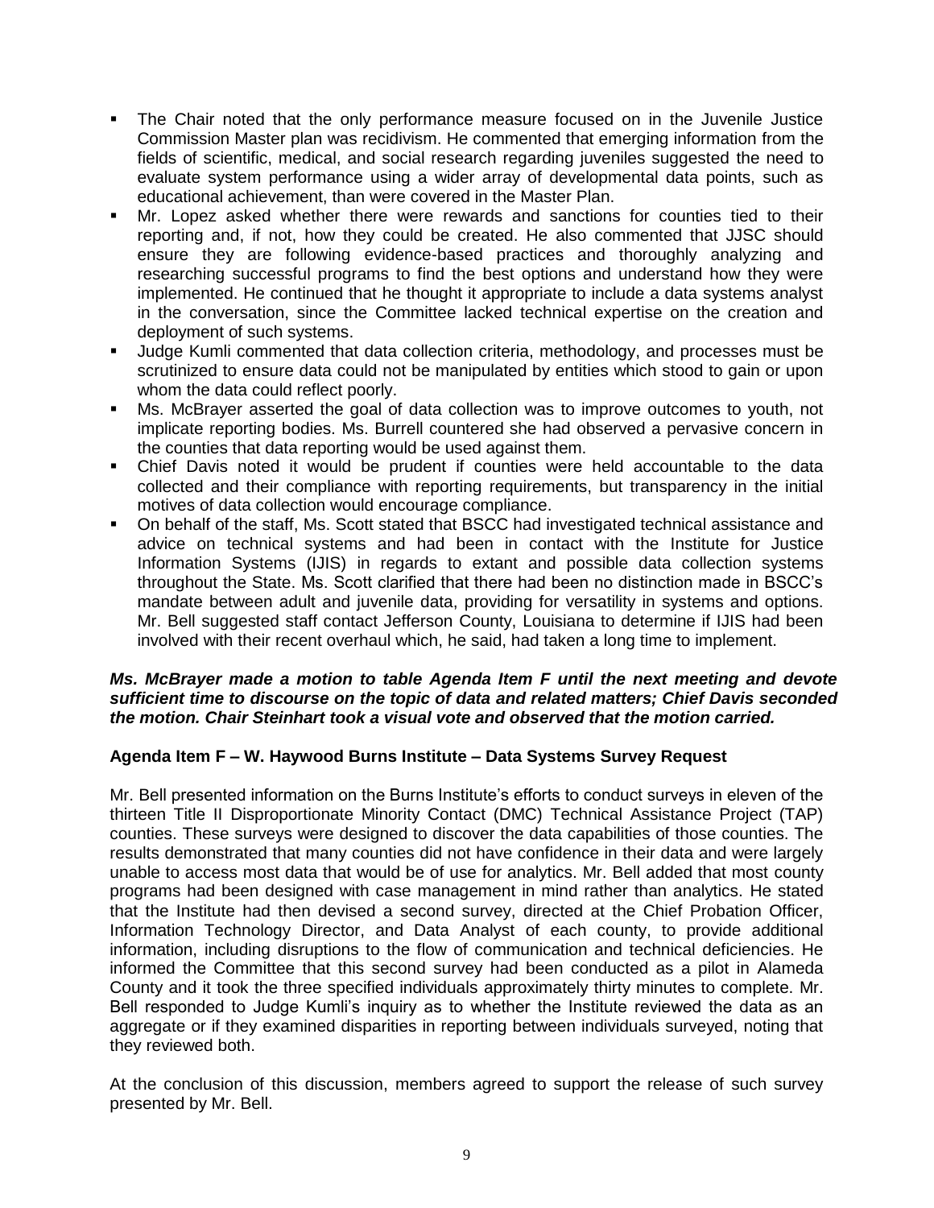- The Chair noted that the only performance measure focused on in the Juvenile Justice Commission Master plan was recidivism. He commented that emerging information from the fields of scientific, medical, and social research regarding juveniles suggested the need to evaluate system performance using a wider array of developmental data points, such as educational achievement, than were covered in the Master Plan.
- Mr. Lopez asked whether there were rewards and sanctions for counties tied to their reporting and, if not, how they could be created. He also commented that JJSC should ensure they are following evidence-based practices and thoroughly analyzing and researching successful programs to find the best options and understand how they were implemented. He continued that he thought it appropriate to include a data systems analyst in the conversation, since the Committee lacked technical expertise on the creation and deployment of such systems.
- Judge Kumli commented that data collection criteria, methodology, and processes must be scrutinized to ensure data could not be manipulated by entities which stood to gain or upon whom the data could reflect poorly.
- Ms. McBrayer asserted the goal of data collection was to improve outcomes to youth, not implicate reporting bodies. Ms. Burrell countered she had observed a pervasive concern in the counties that data reporting would be used against them.
- Chief Davis noted it would be prudent if counties were held accountable to the data collected and their compliance with reporting requirements, but transparency in the initial motives of data collection would encourage compliance.
- On behalf of the staff, Ms. Scott stated that BSCC had investigated technical assistance and advice on technical systems and had been in contact with the Institute for Justice Information Systems (IJIS) in regards to extant and possible data collection systems throughout the State. Ms. Scott clarified that there had been no distinction made in BSCC's mandate between adult and juvenile data, providing for versatility in systems and options. Mr. Bell suggested staff contact Jefferson County, Louisiana to determine if IJIS had been involved with their recent overhaul which, he said, had taken a long time to implement.

***Ms. McBrayer made a motion to table Agenda Item F until the next meeting and devote sufficient time to discourse on the topic of data and related matters; Chief Davis seconded the motion. Chair Steinhart took a visual vote and observed that the motion carried.***

**Agenda Item F – W. Haywood Burns Institute – Data Systems Survey Request**

Mr. Bell presented information on the Burns Institute's efforts to conduct surveys in eleven of the thirteen Title II Disproportionate Minority Contact (DMC) Technical Assistance Project (TAP) counties. These surveys were designed to discover the data capabilities of those counties. The results demonstrated that many counties did not have confidence in their data and were largely unable to access most data that would be of use for analytics. Mr. Bell added that most county programs had been designed with case management in mind rather than analytics. He stated that the Institute had then devised a second survey, directed at the Chief Probation Officer, Information Technology Director, and Data Analyst of each county, to provide additional information, including disruptions to the flow of communication and technical deficiencies. He informed the Committee that this second survey had been conducted as a pilot in Alameda County and it took the three specified individuals approximately thirty minutes to complete. Mr. Bell responded to Judge Kumli's inquiry as to whether the Institute reviewed the data as an aggregate or if they examined disparities in reporting between individuals surveyed, noting that they reviewed both.

At the conclusion of this discussion, members agreed to support the release of such survey presented by Mr. Bell.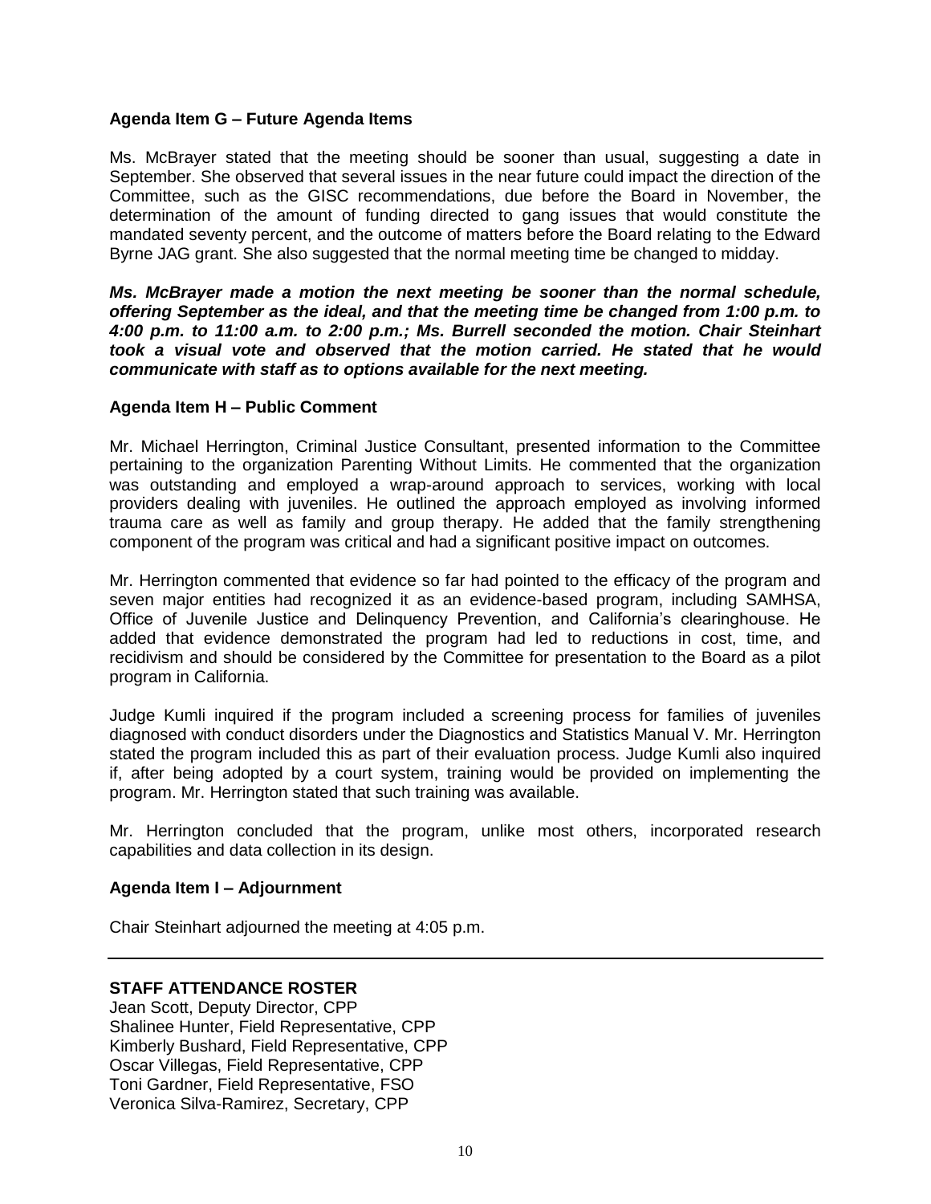**Agenda Item G – Future Agenda Items**

Ms. McBrayer stated that the meeting should be sooner than usual, suggesting a date in September. She observed that several issues in the near future could impact the direction of the Committee, such as the GISC recommendations, due before the Board in November, the determination of the amount of funding directed to gang issues that would constitute the mandated seventy percent, and the outcome of matters before the Board relating to the Edward Byrne JAG grant. She also suggested that the normal meeting time be changed to midday.

***Ms. McBrayer made a motion the next meeting be sooner than the normal schedule, offering September as the ideal, and that the meeting time be changed from 1:00 p.m. to 4:00 p.m. to 11:00 a.m. to 2:00 p.m.; Ms. Burrell seconded the motion. Chair Steinhart took a visual vote and observed that the motion carried. He stated that he would communicate with staff as to options available for the next meeting.***

**Agenda Item H – Public Comment**

Mr. Michael Herrington, Criminal Justice Consultant, presented information to the Committee pertaining to the organization Parenting Without Limits. He commented that the organization was outstanding and employed a wrap-around approach to services, working with local providers dealing with juveniles. He outlined the approach employed as involving informed trauma care as well as family and group therapy. He added that the family strengthening component of the program was critical and had a significant positive impact on outcomes.

Mr. Herrington commented that evidence so far had pointed to the efficacy of the program and seven major entities had recognized it as an evidence-based program, including SAMHSA, Office of Juvenile Justice and Delinquency Prevention, and California's clearinghouse. He added that evidence demonstrated the program had led to reductions in cost, time, and recidivism and should be considered by the Committee for presentation to the Board as a pilot program in California.

Judge Kumli inquired if the program included a screening process for families of juveniles diagnosed with conduct disorders under the Diagnostics and Statistics Manual V. Mr. Herrington stated the program included this as part of their evaluation process. Judge Kumli also inquired if, after being adopted by a court system, training would be provided on implementing the program. Mr. Herrington stated that such training was available.

Mr. Herrington concluded that the program, unlike most others, incorporated research capabilities and data collection in its design.

**Agenda Item I – Adjournment**

Chair Steinhart adjourned the meeting at 4:05 p.m.

---

**STAFF ATTENDANCE ROSTER**

Jean Scott, Deputy Director, CPP
Shalinee Hunter, Field Representative, CPP
Kimberly Bushard, Field Representative, CPP
Oscar Villegas, Field Representative, CPP
Toni Gardner, Field Representative, FSO
Veronica Silva-Ramirez, Secretary, CPP